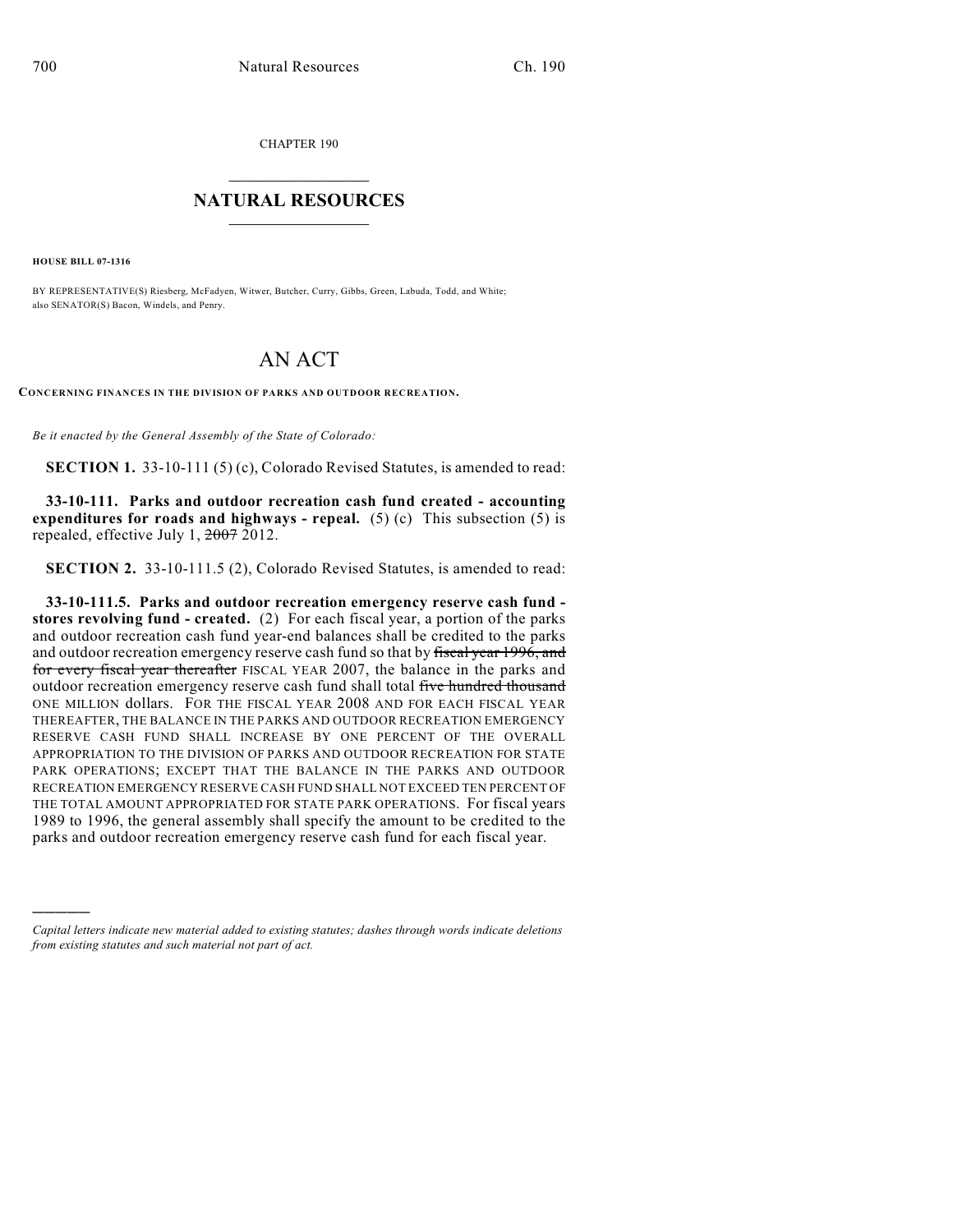CHAPTER 190

# NATURAL RESOURCES

**HOUSE BILL 07-1316**

BY REPRESENTATIVE(S) Riesberg, McFadyen, Witwer, Butcher, Curry, Gibbs, Green, Labuda, Todd, and White; also SENATOR(S) Bacon, Windels, and Penry.

# AN ACT

**CONCERNING FINANCES IN THE DIVISION OF PARKS AND OUTDOOR RECREATION.**

*Be it enacted by the General Assembly of the State of Colorado:*

**SECTION 1.** 33-10-111 (5) (c), Colorado Revised Statutes, is amended to read:

**33-10-111. Parks and outdoor recreation cash fund created - accounting expenditures for roads and highways - repeal.** (5) (c) This subsection (5) is repealed, effective July 1, ~~2007~~ 2012.

**SECTION 2.** 33-10-111.5 (2), Colorado Revised Statutes, is amended to read:

**33-10-111.5. Parks and outdoor recreation emergency reserve cash fund - stores revolving fund - created.** (2) For each fiscal year, a portion of the parks and outdoor recreation cash fund year-end balances shall be credited to the parks and outdoor recreation emergency reserve cash fund so that by ~~fiscal year 1996, and for every fiscal year thereafter~~ FISCAL YEAR 2007, the balance in the parks and outdoor recreation emergency reserve cash fund shall total ~~five hundred thousand~~ ONE MILLION dollars. FOR THE FISCAL YEAR 2008 AND FOR EACH FISCAL YEAR THEREAFTER, THE BALANCE IN THE PARKS AND OUTDOOR RECREATION EMERGENCY RESERVE CASH FUND SHALL INCREASE BY ONE PERCENT OF THE OVERALL APPROPRIATION TO THE DIVISION OF PARKS AND OUTDOOR RECREATION FOR STATE PARK OPERATIONS; EXCEPT THAT THE BALANCE IN THE PARKS AND OUTDOOR RECREATION EMERGENCY RESERVE CASH FUND SHALL NOT EXCEED TEN PERCENT OF THE TOTAL AMOUNT APPROPRIATED FOR STATE PARK OPERATIONS. For fiscal years 1989 to 1996, the general assembly shall specify the amount to be credited to the parks and outdoor recreation emergency reserve cash fund for each fiscal year.

————

*Capital letters indicate new material added to existing statutes; dashes through words indicate deletions from existing statutes and such material not part of act.*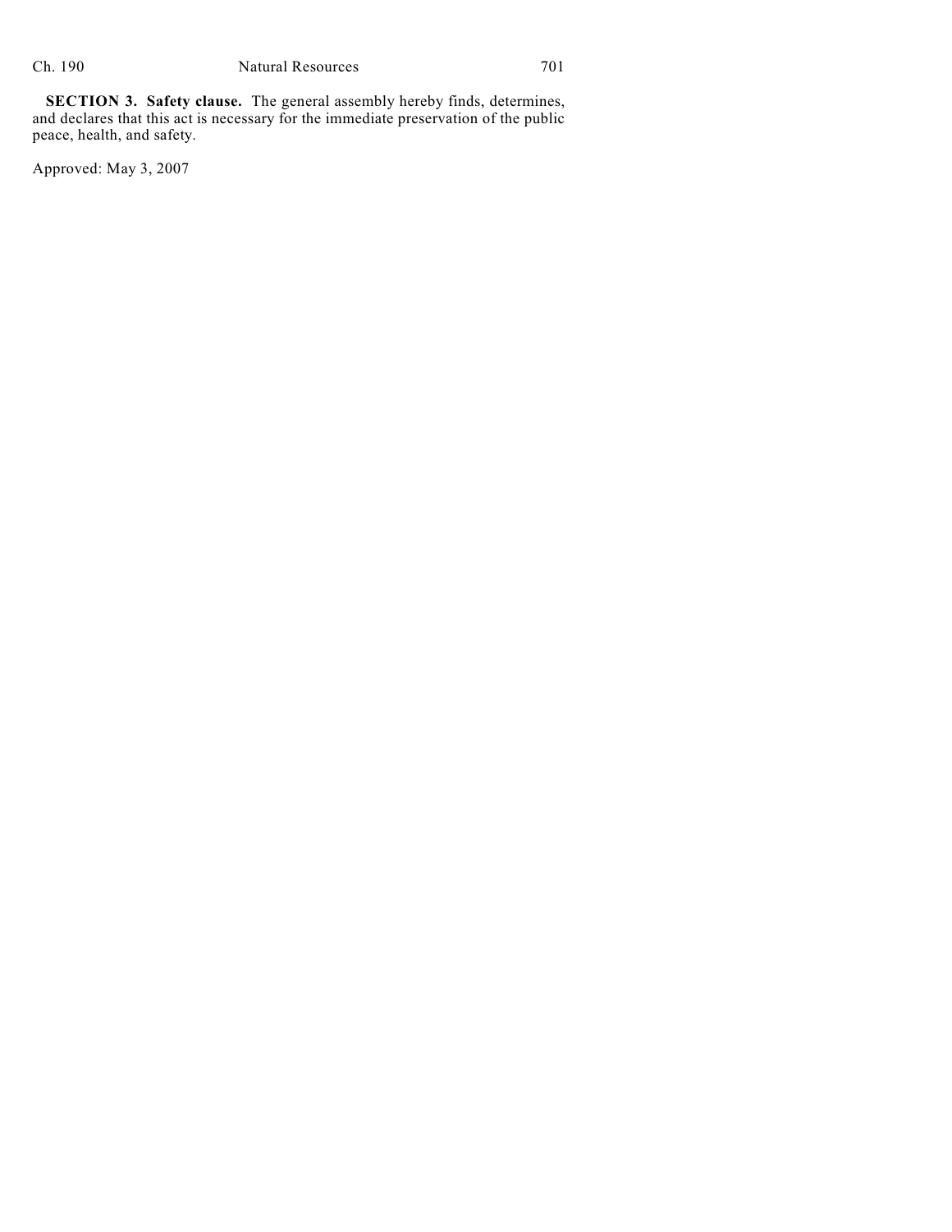**SECTION 3. Safety clause.** The general assembly hereby finds, determines, and declares that this act is necessary for the immediate preservation of the public peace, health, and safety.

Approved: May 3, 2007